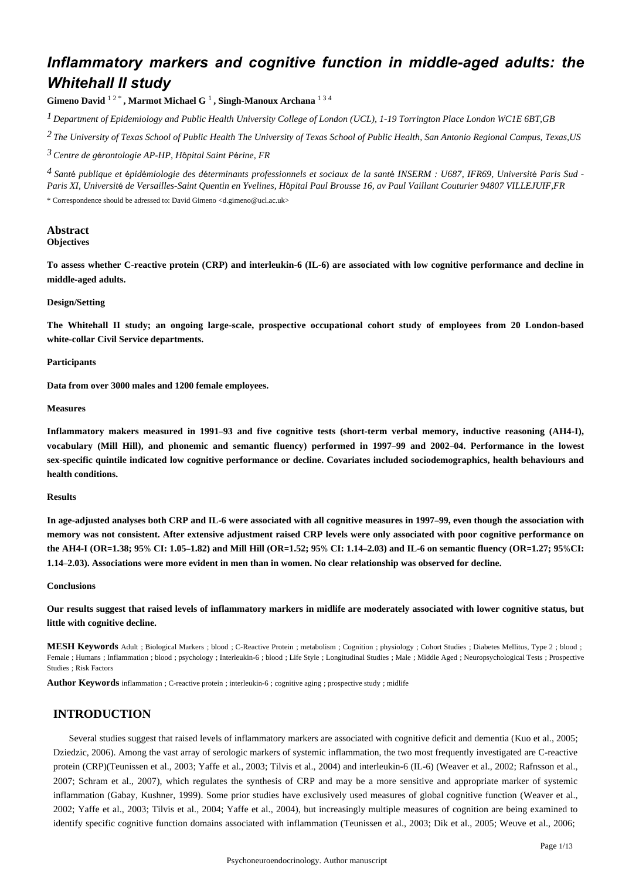// Inflammatory markers and cognitive function in middle-aged adults: the Whitehall II study

**Gimeno David** [1,2,*], **Marmot Michael G** [1], **Singh-Manoux Archana** [1,3,4]

[1] *Department of Epidemiology and Public Health University College of London (UCL), 1-19 Torrington Place London WC1E 6BT,GB*

[2] *The University of Texas School of Public Health The University of Texas School of Public Health, San Antonio Regional Campus, Texas,US*

[3] *Centre de gérontologie AP-HP, Hôpital Saint Périne, FR*

[4] *Santé publique et épidémiologie des déterminants professionnels et sociaux de la santé INSERM : U687, IFR69, Université Paris Sud - Paris XI, Université de Versailles-Saint Quentin en Yvelines, Hôpital Paul Brousse 16, av Paul Vaillant Couturier 94807 VILLEJUIF,FR*

* Correspondence should be adressed to: David Gimeno <d.gimeno@ucl.ac.uk>

## Abstract

### Objectives

**To assess whether C-reactive protein (CRP) and interleukin-6 (IL-6) are associated with low cognitive performance and decline in middle-aged adults.**

### Design/Setting

**The Whitehall II study; an ongoing large-scale, prospective occupational cohort study of employees from 20 London-based white-collar Civil Service departments.**

### Participants

**Data from over 3000 males and 1200 female employees.**

### Measures

**Inflammatory makers measured in 1991–93 and five cognitive tests (short-term verbal memory, inductive reasoning (AH4-I), vocabulary (Mill Hill), and phonemic and semantic fluency) performed in 1997–99 and 2002–04. Performance in the lowest sex-specific quintile indicated low cognitive performance or decline. Covariates included sociodemographics, health behaviours and health conditions.**

### Results

**In age-adjusted analyses both CRP and IL-6 were associated with all cognitive measures in 1997–99, even though the association with memory was not consistent. After extensive adjustment raised CRP levels were only associated with poor cognitive performance on the AH4-I (OR=1.38; 95% CI: 1.05–1.82) and Mill Hill (OR=1.52; 95% CI: 1.14–2.03) and IL-6 on semantic fluency (OR=1.27; 95%CI: 1.14–2.03). Associations were more evident in men than in women. No clear relationship was observed for decline.**

### Conclusions

**Our results suggest that raised levels of inflammatory markers in midlife are moderately associated with lower cognitive status, but little with cognitive decline.**

**MESH Keywords** Adult ; Biological Markers ; blood ; C-Reactive Protein ; metabolism ; Cognition ; physiology ; Cohort Studies ; Diabetes Mellitus, Type 2 ; blood ; Female ; Humans ; Inflammation ; blood ; psychology ; Interleukin-6 ; blood ; Life Style ; Longitudinal Studies ; Male ; Middle Aged ; Neuropsychological Tests ; Prospective Studies ; Risk Factors

**Author Keywords** inflammation ; C-reactive protein ; interleukin-6 ; cognitive aging ; prospective study ; midlife

## INTRODUCTION

Several studies suggest that raised levels of inflammatory markers are associated with cognitive deficit and dementia (Kuo et al., 2005; Dziedzic, 2006). Among the vast array of serologic markers of systemic inflammation, the two most frequently investigated are C-reactive protein (CRP)(Teunissen et al., 2003; Yaffe et al., 2003; Tilvis et al., 2004) and interleukin-6 (IL-6) (Weaver et al., 2002; Rafnsson et al., 2007; Schram et al., 2007), which regulates the synthesis of CRP and may be a more sensitive and appropriate marker of systemic inflammation (Gabay, Kushner, 1999). Some prior studies have exclusively used measures of global cognitive function (Weaver et al., 2002; Yaffe et al., 2003; Tilvis et al., 2004; Yaffe et al., 2004), but increasingly multiple measures of cognition are being examined to identify specific cognitive function domains associated with inflammation (Teunissen et al., 2003; Dik et al., 2005; Weuve et al., 2006;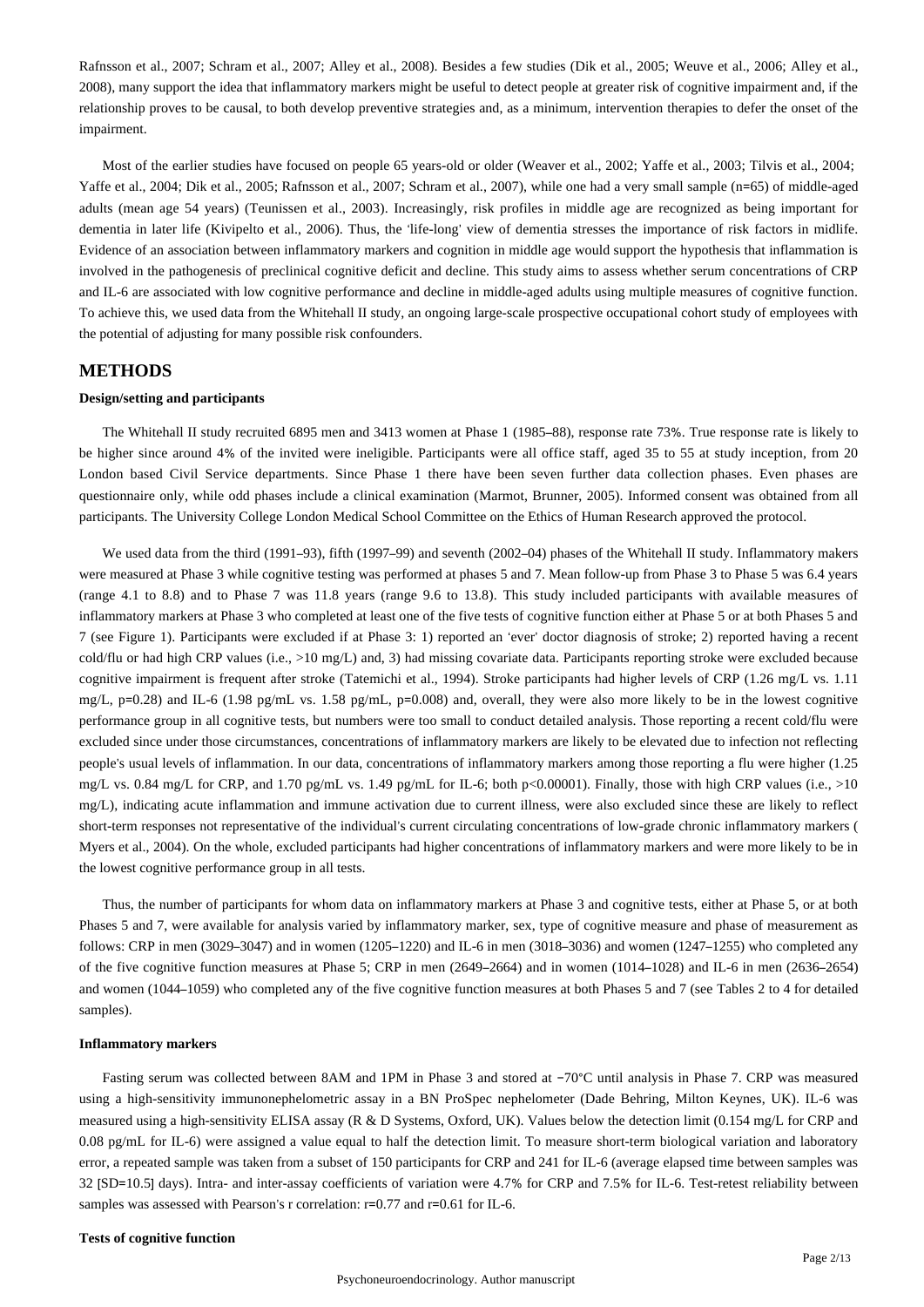Rafnsson et al., 2007; Schram et al., 2007; Alley et al., 2008). Besides a few studies (Dik et al., 2005; Weuve et al., 2006; Alley et al., 2008), many support the idea that inflammatory markers might be useful to detect people at greater risk of cognitive impairment and, if the relationship proves to be causal, to both develop preventive strategies and, as a minimum, intervention therapies to defer the onset of the impairment.

Most of the earlier studies have focused on people 65 years-old or older (Weaver et al., 2002; Yaffe et al., 2003; Tilvis et al., 2004; Yaffe et al., 2004; Dik et al., 2005; Rafnsson et al., 2007; Schram et al., 2007), while one had a very small sample (n=65) of middle-aged adults (mean age 54 years) (Teunissen et al., 2003). Increasingly, risk profiles in middle age are recognized as being important for dementia in later life (Kivipelto et al., 2006). Thus, the 'life-long' view of dementia stresses the importance of risk factors in midlife. Evidence of an association between inflammatory markers and cognition in middle age would support the hypothesis that inflammation is involved in the pathogenesis of preclinical cognitive deficit and decline. This study aims to assess whether serum concentrations of CRP and IL-6 are associated with low cognitive performance and decline in middle-aged adults using multiple measures of cognitive function. To achieve this, we used data from the Whitehall II study, an ongoing large-scale prospective occupational cohort study of employees with the potential of adjusting for many possible risk confounders.

# METHODS

### Design/setting and participants

The Whitehall II study recruited 6895 men and 3413 women at Phase 1 (1985–88), response rate 73%. True response rate is likely to be higher since around 4% of the invited were ineligible. Participants were all office staff, aged 35 to 55 at study inception, from 20 London based Civil Service departments. Since Phase 1 there have been seven further data collection phases. Even phases are questionnaire only, while odd phases include a clinical examination (Marmot, Brunner, 2005). Informed consent was obtained from all participants. The University College London Medical School Committee on the Ethics of Human Research approved the protocol.

We used data from the third (1991–93), fifth (1997–99) and seventh (2002–04) phases of the Whitehall II study. Inflammatory makers were measured at Phase 3 while cognitive testing was performed at phases 5 and 7. Mean follow-up from Phase 3 to Phase 5 was 6.4 years (range 4.1 to 8.8) and to Phase 7 was 11.8 years (range 9.6 to 13.8). This study included participants with available measures of inflammatory markers at Phase 3 who completed at least one of the five tests of cognitive function either at Phase 5 or at both Phases 5 and 7 (see Figure 1). Participants were excluded if at Phase 3: 1) reported an 'ever' doctor diagnosis of stroke; 2) reported having a recent cold/flu or had high CRP values (i.e., >10 mg/L) and, 3) had missing covariate data. Participants reporting stroke were excluded because cognitive impairment is frequent after stroke (Tatemichi et al., 1994). Stroke participants had higher levels of CRP (1.26 mg/L vs. 1.11 mg/L, p=0.28) and IL-6 (1.98 pg/mL vs. 1.58 pg/mL, p=0.008) and, overall, they were also more likely to be in the lowest cognitive performance group in all cognitive tests, but numbers were too small to conduct detailed analysis. Those reporting a recent cold/flu were excluded since under those circumstances, concentrations of inflammatory markers are likely to be elevated due to infection not reflecting people's usual levels of inflammation. In our data, concentrations of inflammatory markers among those reporting a flu were higher (1.25 mg/L vs. 0.84 mg/L for CRP, and 1.70 pg/mL vs. 1.49 pg/mL for IL-6; both p<0.00001). Finally, those with high CRP values (i.e., >10 mg/L), indicating acute inflammation and immune activation due to current illness, were also excluded since these are likely to reflect short-term responses not representative of the individual's current circulating concentrations of low-grade chronic inflammatory markers ( Myers et al., 2004). On the whole, excluded participants had higher concentrations of inflammatory markers and were more likely to be in the lowest cognitive performance group in all tests.

Thus, the number of participants for whom data on inflammatory markers at Phase 3 and cognitive tests, either at Phase 5, or at both Phases 5 and 7, were available for analysis varied by inflammatory marker, sex, type of cognitive measure and phase of measurement as follows: CRP in men (3029–3047) and in women (1205–1220) and IL-6 in men (3018–3036) and women (1247–1255) who completed any of the five cognitive function measures at Phase 5; CRP in men (2649–2664) and in women (1014–1028) and IL-6 in men (2636–2654) and women (1044–1059) who completed any of the five cognitive function measures at both Phases 5 and 7 (see Tables 2 to 4 for detailed samples).

### Inflammatory markers

Fasting serum was collected between 8AM and 1PM in Phase 3 and stored at −70°C until analysis in Phase 7. CRP was measured using a high-sensitivity immunonephelometric assay in a BN ProSpec nephelometer (Dade Behring, Milton Keynes, UK). IL-6 was measured using a high-sensitivity ELISA assay (R & D Systems, Oxford, UK). Values below the detection limit (0.154 mg/L for CRP and 0.08 pg/mL for IL-6) were assigned a value equal to half the detection limit. To measure short-term biological variation and laboratory error, a repeated sample was taken from a subset of 150 participants for CRP and 241 for IL-6 (average elapsed time between samples was 32 [SD=10.5] days). Intra- and inter-assay coefficients of variation were 4.7% for CRP and 7.5% for IL-6. Test-retest reliability between samples was assessed with Pearson's r correlation: r=0.77 and r=0.61 for IL-6.

### Tests of cognitive function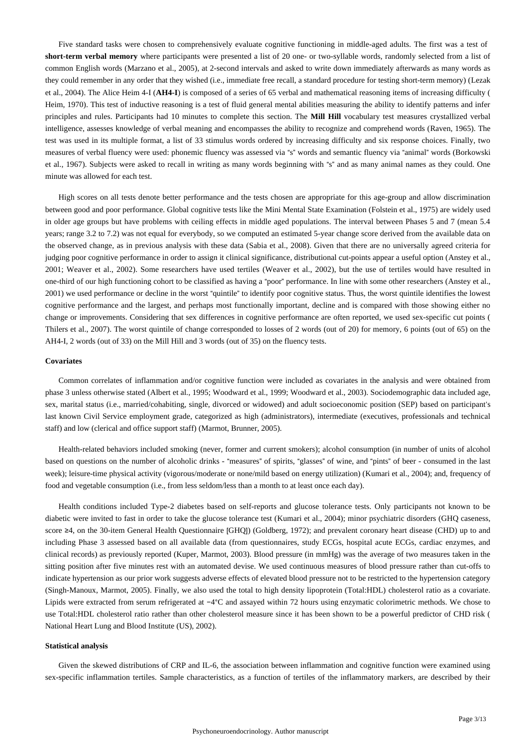Five standard tasks were chosen to comprehensively evaluate cognitive functioning in middle-aged adults. The first was a test of **short-term verbal memory** where participants were presented a list of 20 one- or two-syllable words, randomly selected from a list of common English words (Marzano et al., 2005), at 2-second intervals and asked to write down immediately afterwards as many words as they could remember in any order that they wished (i.e., immediate free recall, a standard procedure for testing short-term memory) (Lezak et al., 2004). The Alice Heim 4-I (**AH4-I**) is composed of a series of 65 verbal and mathematical reasoning items of increasing difficulty (Heim, 1970). This test of inductive reasoning is a test of fluid general mental abilities measuring the ability to identify patterns and infer principles and rules. Participants had 10 minutes to complete this section. The **Mill Hill** vocabulary test measures crystallized verbal intelligence, assesses knowledge of verbal meaning and encompasses the ability to recognize and comprehend words (Raven, 1965). The test was used in its multiple format, a list of 33 stimulus words ordered by increasing difficulty and six response choices. Finally, two measures of verbal fluency were used: phonemic fluency was assessed via "s" words and semantic fluency via "animal" words (Borkowski et al., 1967). Subjects were asked to recall in writing as many words beginning with "s" and as many animal names as they could. One minute was allowed for each test.

High scores on all tests denote better performance and the tests chosen are appropriate for this age-group and allow discrimination between good and poor performance. Global cognitive tests like the Mini Mental State Examination (Folstein et al., 1975) are widely used in older age groups but have problems with ceiling effects in middle aged populations. The interval between Phases 5 and 7 (mean 5.4 years; range 3.2 to 7.2) was not equal for everybody, so we computed an estimated 5-year change score derived from the available data on the observed change, as in previous analysis with these data (Sabia et al., 2008). Given that there are no universally agreed criteria for judging poor cognitive performance in order to assign it clinical significance, distributional cut-points appear a useful option (Anstey et al., 2001; Weaver et al., 2002). Some researchers have used tertiles (Weaver et al., 2002), but the use of tertiles would have resulted in one-third of our high functioning cohort to be classified as having a "poor" performance. In line with some other researchers (Anstey et al., 2001) we used performance or decline in the worst "quintile" to identify poor cognitive status. Thus, the worst quintile identifies the lowest cognitive performance and the largest, and perhaps most functionally important, decline and is compared with those showing either no change or improvements. Considering that sex differences in cognitive performance are often reported, we used sex-specific cut points (Thilers et al., 2007). The worst quintile of change corresponded to losses of 2 words (out of 20) for memory, 6 points (out of 65) on the AH4-I, 2 words (out of 33) on the Mill Hill and 3 words (out of 35) on the fluency tests.

#### Covariates

Common correlates of inflammation and/or cognitive function were included as covariates in the analysis and were obtained from phase 3 unless otherwise stated (Albert et al., 1995; Woodward et al., 1999; Woodward et al., 2003). Sociodemographic data included age, sex, marital status (i.e., married/cohabiting, single, divorced or widowed) and adult socioeconomic position (SEP) based on participant's last known Civil Service employment grade, categorized as high (administrators), intermediate (executives, professionals and technical staff) and low (clerical and office support staff) (Marmot, Brunner, 2005).

Health-related behaviors included smoking (never, former and current smokers); alcohol consumption (in number of units of alcohol based on questions on the number of alcoholic drinks - "measures" of spirits, "glasses" of wine, and "pints" of beer - consumed in the last week); leisure-time physical activity (vigorous/moderate or none/mild based on energy utilization) (Kumari et al., 2004); and, frequency of food and vegetable consumption (i.e., from less seldom/less than a month to at least once each day).

Health conditions included Type-2 diabetes based on self-reports and glucose tolerance tests. Only participants not known to be diabetic were invited to fast in order to take the glucose tolerance test (Kumari et al., 2004); minor psychiatric disorders (GHQ caseness, score ≥4, on the 30-item General Health Questionnaire [GHQ]) (Goldberg, 1972); and prevalent coronary heart disease (CHD) up to and including Phase 3 assessed based on all available data (from questionnaires, study ECGs, hospital acute ECGs, cardiac enzymes, and clinical records) as previously reported (Kuper, Marmot, 2003). Blood pressure (in mmHg) was the average of two measures taken in the sitting position after five minutes rest with an automated devise. We used continuous measures of blood pressure rather than cut-offs to indicate hypertension as our prior work suggests adverse effects of elevated blood pressure not to be restricted to the hypertension category (Singh-Manoux, Marmot, 2005). Finally, we also used the total to high density lipoprotein (Total:HDL) cholesterol ratio as a covariate. Lipids were extracted from serum refrigerated at −4°C and assayed within 72 hours using enzymatic colorimetric methods. We chose to use Total:HDL cholesterol ratio rather than other cholesterol measure since it has been shown to be a powerful predictor of CHD risk (National Heart Lung and Blood Institute (US), 2002).

#### Statistical analysis

Given the skewed distributions of CRP and IL-6, the association between inflammation and cognitive function were examined using sex-specific inflammation tertiles. Sample characteristics, as a function of tertiles of the inflammatory markers, are described by their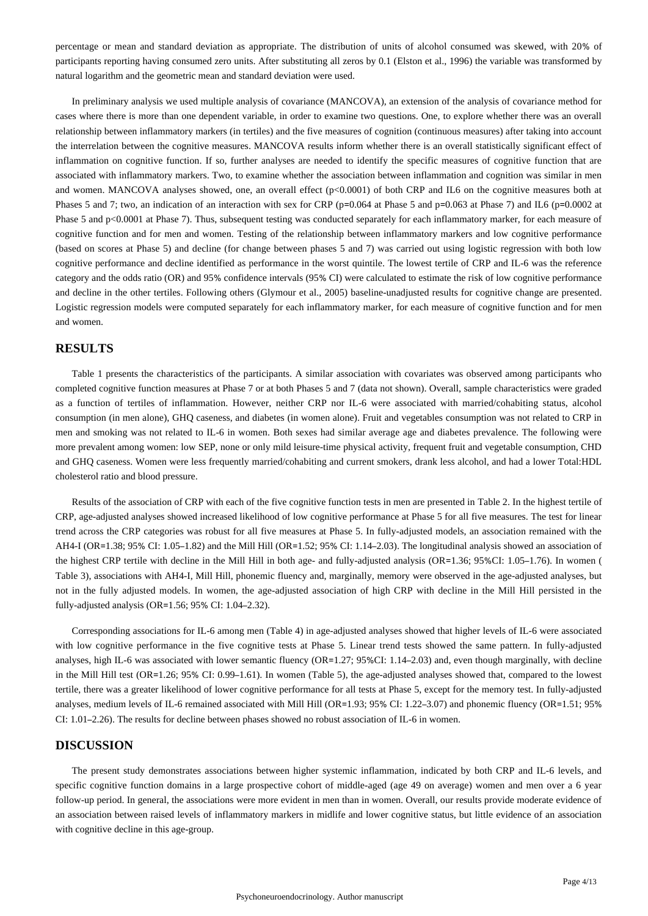percentage or mean and standard deviation as appropriate. The distribution of units of alcohol consumed was skewed, with 20% of participants reporting having consumed zero units. After substituting all zeros by 0.1 (Elston et al., 1996) the variable was transformed by natural logarithm and the geometric mean and standard deviation were used.

In preliminary analysis we used multiple analysis of covariance (MANCOVA), an extension of the analysis of covariance method for cases where there is more than one dependent variable, in order to examine two questions. One, to explore whether there was an overall relationship between inflammatory markers (in tertiles) and the five measures of cognition (continuous measures) after taking into account the interrelation between the cognitive measures. MANCOVA results inform whether there is an overall statistically significant effect of inflammation on cognitive function. If so, further analyses are needed to identify the specific measures of cognitive function that are associated with inflammatory markers. Two, to examine whether the association between inflammation and cognition was similar in men and women. MANCOVA analyses showed, one, an overall effect ($p<0.0001$) of both CRP and IL6 on the cognitive measures both at Phases 5 and 7; two, an indication of an interaction with sex for CRP ($p=0.064$ at Phase 5 and $p=0.063$ at Phase 7) and IL6 ($p=0.0002$ at Phase 5 and $p<0.0001$ at Phase 7). Thus, subsequent testing was conducted separately for each inflammatory marker, for each measure of cognitive function and for men and women. Testing of the relationship between inflammatory markers and low cognitive performance (based on scores at Phase 5) and decline (for change between phases 5 and 7) was carried out using logistic regression with both low cognitive performance and decline identified as performance in the worst quintile. The lowest tertile of CRP and IL-6 was the reference category and the odds ratio (OR) and 95% confidence intervals (95% CI) were calculated to estimate the risk of low cognitive performance and decline in the other tertiles. Following others (Glymour et al., 2005) baseline-unadjusted results for cognitive change are presented. Logistic regression models were computed separately for each inflammatory marker, for each measure of cognitive function and for men and women.

## RESULTS

Table 1 presents the characteristics of the participants. A similar association with covariates was observed among participants who completed cognitive function measures at Phase 7 or at both Phases 5 and 7 (data not shown). Overall, sample characteristics were graded as a function of tertiles of inflammation. However, neither CRP nor IL-6 were associated with married/cohabiting status, alcohol consumption (in men alone), GHQ caseness, and diabetes (in women alone). Fruit and vegetables consumption was not related to CRP in men and smoking was not related to IL-6 in women. Both sexes had similar average age and diabetes prevalence. The following were more prevalent among women: low SEP, none or only mild leisure-time physical activity, frequent fruit and vegetable consumption, CHD and GHQ caseness. Women were less frequently married/cohabiting and current smokers, drank less alcohol, and had a lower Total:HDL cholesterol ratio and blood pressure.

Results of the association of CRP with each of the five cognitive function tests in men are presented in Table 2. In the highest tertile of CRP, age-adjusted analyses showed increased likelihood of low cognitive performance at Phase 5 for all five measures. The test for linear trend across the CRP categories was robust for all five measures at Phase 5. In fully-adjusted models, an association remained with the AH4-I (OR=1.38; 95% CI: 1.05–1.82) and the Mill Hill (OR=1.52; 95% CI: 1.14–2.03). The longitudinal analysis showed an association of the highest CRP tertile with decline in the Mill Hill in both age- and fully-adjusted analysis (OR=1.36; 95%CI: 1.05–1.76). In women ( Table 3), associations with AH4-I, Mill Hill, phonemic fluency and, marginally, memory were observed in the age-adjusted analyses, but not in the fully adjusted models. In women, the age-adjusted association of high CRP with decline in the Mill Hill persisted in the fully-adjusted analysis (OR=1.56; 95% CI: 1.04–2.32).

Corresponding associations for IL-6 among men (Table 4) in age-adjusted analyses showed that higher levels of IL-6 were associated with low cognitive performance in the five cognitive tests at Phase 5. Linear trend tests showed the same pattern. In fully-adjusted analyses, high IL-6 was associated with lower semantic fluency (OR=1.27; 95%CI: 1.14–2.03) and, even though marginally, with decline in the Mill Hill test (OR=1.26; 95% CI: 0.99–1.61). In women (Table 5), the age-adjusted analyses showed that, compared to the lowest tertile, there was a greater likelihood of lower cognitive performance for all tests at Phase 5, except for the memory test. In fully-adjusted analyses, medium levels of IL-6 remained associated with Mill Hill (OR=1.93; 95% CI: 1.22–3.07) and phonemic fluency (OR=1.51; 95% CI: 1.01–2.26). The results for decline between phases showed no robust association of IL-6 in women.

## DISCUSSION

The present study demonstrates associations between higher systemic inflammation, indicated by both CRP and IL-6 levels, and specific cognitive function domains in a large prospective cohort of middle-aged (age 49 on average) women and men over a 6 year follow-up period. In general, the associations were more evident in men than in women. Overall, our results provide moderate evidence of an association between raised levels of inflammatory markers in midlife and lower cognitive status, but little evidence of an association with cognitive decline in this age-group.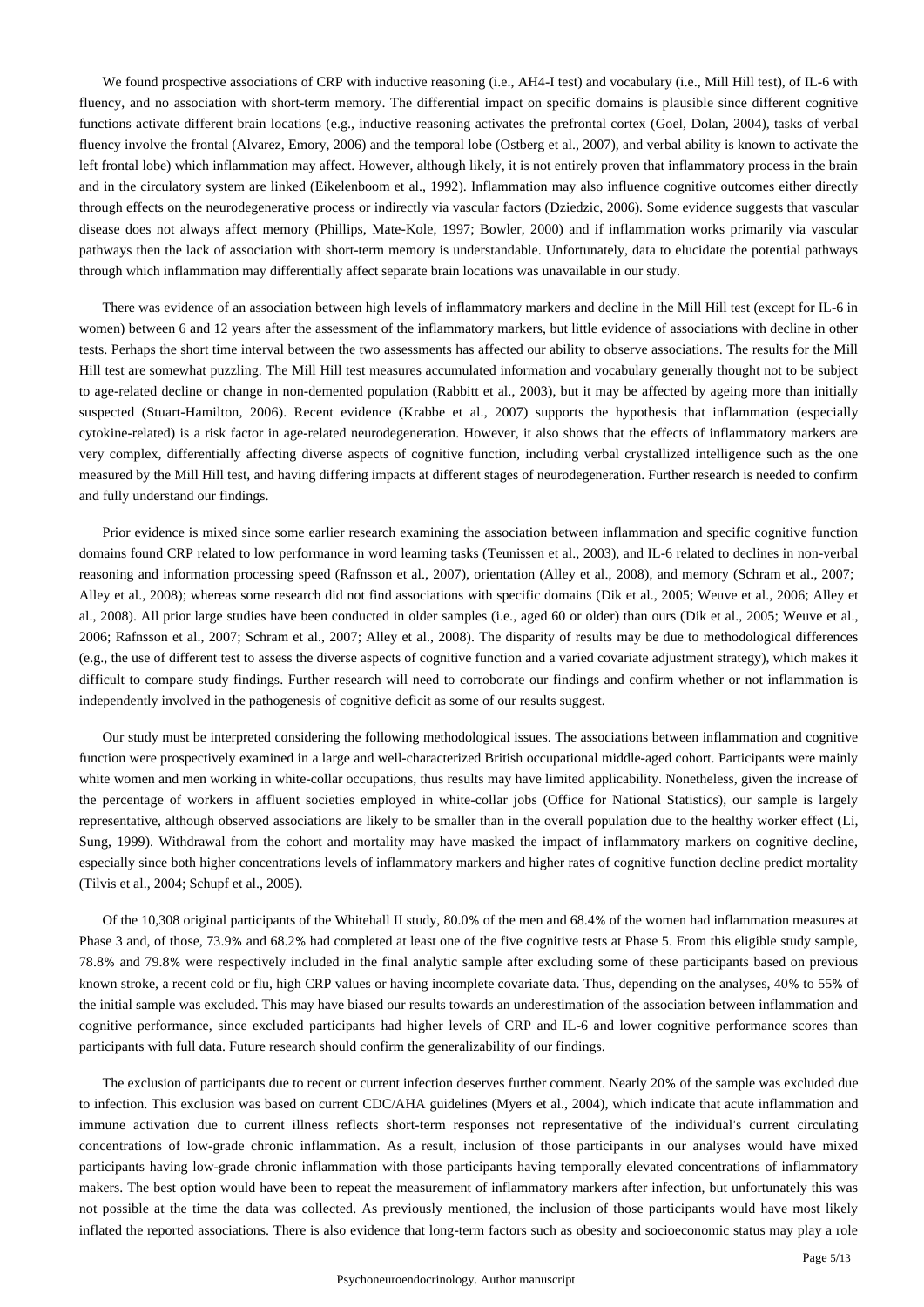We found prospective associations of CRP with inductive reasoning (i.e., AH4-I test) and vocabulary (i.e., Mill Hill test), of IL-6 with fluency, and no association with short-term memory. The differential impact on specific domains is plausible since different cognitive functions activate different brain locations (e.g., inductive reasoning activates the prefrontal cortex (Goel, Dolan, 2004), tasks of verbal fluency involve the frontal (Alvarez, Emory, 2006) and the temporal lobe (Ostberg et al., 2007), and verbal ability is known to activate the left frontal lobe) which inflammation may affect. However, although likely, it is not entirely proven that inflammatory process in the brain and in the circulatory system are linked (Eikelenboom et al., 1992). Inflammation may also influence cognitive outcomes either directly through effects on the neurodegenerative process or indirectly via vascular factors (Dziedzic, 2006). Some evidence suggests that vascular disease does not always affect memory (Phillips, Mate-Kole, 1997; Bowler, 2000) and if inflammation works primarily via vascular pathways then the lack of association with short-term memory is understandable. Unfortunately, data to elucidate the potential pathways through which inflammation may differentially affect separate brain locations was unavailable in our study.

There was evidence of an association between high levels of inflammatory markers and decline in the Mill Hill test (except for IL-6 in women) between 6 and 12 years after the assessment of the inflammatory markers, but little evidence of associations with decline in other tests. Perhaps the short time interval between the two assessments has affected our ability to observe associations. The results for the Mill Hill test are somewhat puzzling. The Mill Hill test measures accumulated information and vocabulary generally thought not to be subject to age-related decline or change in non-demented population (Rabbitt et al., 2003), but it may be affected by ageing more than initially suspected (Stuart-Hamilton, 2006). Recent evidence (Krabbe et al., 2007) supports the hypothesis that inflammation (especially cytokine-related) is a risk factor in age-related neurodegeneration. However, it also shows that the effects of inflammatory markers are very complex, differentially affecting diverse aspects of cognitive function, including verbal crystallized intelligence such as the one measured by the Mill Hill test, and having differing impacts at different stages of neurodegeneration. Further research is needed to confirm and fully understand our findings.

Prior evidence is mixed since some earlier research examining the association between inflammation and specific cognitive function domains found CRP related to low performance in word learning tasks (Teunissen et al., 2003), and IL-6 related to declines in non-verbal reasoning and information processing speed (Rafnsson et al., 2007), orientation (Alley et al., 2008), and memory (Schram et al., 2007; Alley et al., 2008); whereas some research did not find associations with specific domains (Dik et al., 2005; Weuve et al., 2006; Alley et al., 2008). All prior large studies have been conducted in older samples (i.e., aged 60 or older) than ours (Dik et al., 2005; Weuve et al., 2006; Rafnsson et al., 2007; Schram et al., 2007; Alley et al., 2008). The disparity of results may be due to methodological differences (e.g., the use of different test to assess the diverse aspects of cognitive function and a varied covariate adjustment strategy), which makes it difficult to compare study findings. Further research will need to corroborate our findings and confirm whether or not inflammation is independently involved in the pathogenesis of cognitive deficit as some of our results suggest.

Our study must be interpreted considering the following methodological issues. The associations between inflammation and cognitive function were prospectively examined in a large and well-characterized British occupational middle-aged cohort. Participants were mainly white women and men working in white-collar occupations, thus results may have limited applicability. Nonetheless, given the increase of the percentage of workers in affluent societies employed in white-collar jobs (Office for National Statistics), our sample is largely representative, although observed associations are likely to be smaller than in the overall population due to the healthy worker effect (Li, Sung, 1999). Withdrawal from the cohort and mortality may have masked the impact of inflammatory markers on cognitive decline, especially since both higher concentrations levels of inflammatory markers and higher rates of cognitive function decline predict mortality (Tilvis et al., 2004; Schupf et al., 2005).

Of the 10,308 original participants of the Whitehall II study, 80.0% of the men and 68.4% of the women had inflammation measures at Phase 3 and, of those, 73.9% and 68.2% had completed at least one of the five cognitive tests at Phase 5. From this eligible study sample, 78.8% and 79.8% were respectively included in the final analytic sample after excluding some of these participants based on previous known stroke, a recent cold or flu, high CRP values or having incomplete covariate data. Thus, depending on the analyses, 40% to 55% of the initial sample was excluded. This may have biased our results towards an underestimation of the association between inflammation and cognitive performance, since excluded participants had higher levels of CRP and IL-6 and lower cognitive performance scores than participants with full data. Future research should confirm the generalizability of our findings.

The exclusion of participants due to recent or current infection deserves further comment. Nearly 20% of the sample was excluded due to infection. This exclusion was based on current CDC/AHA guidelines (Myers et al., 2004), which indicate that acute inflammation and immune activation due to current illness reflects short-term responses not representative of the individual's current circulating concentrations of low-grade chronic inflammation. As a result, inclusion of those participants in our analyses would have mixed participants having low-grade chronic inflammation with those participants having temporally elevated concentrations of inflammatory makers. The best option would have been to repeat the measurement of inflammatory markers after infection, but unfortunately this was not possible at the time the data was collected. As previously mentioned, the inclusion of those participants would have most likely inflated the reported associations. There is also evidence that long-term factors such as obesity and socioeconomic status may play a role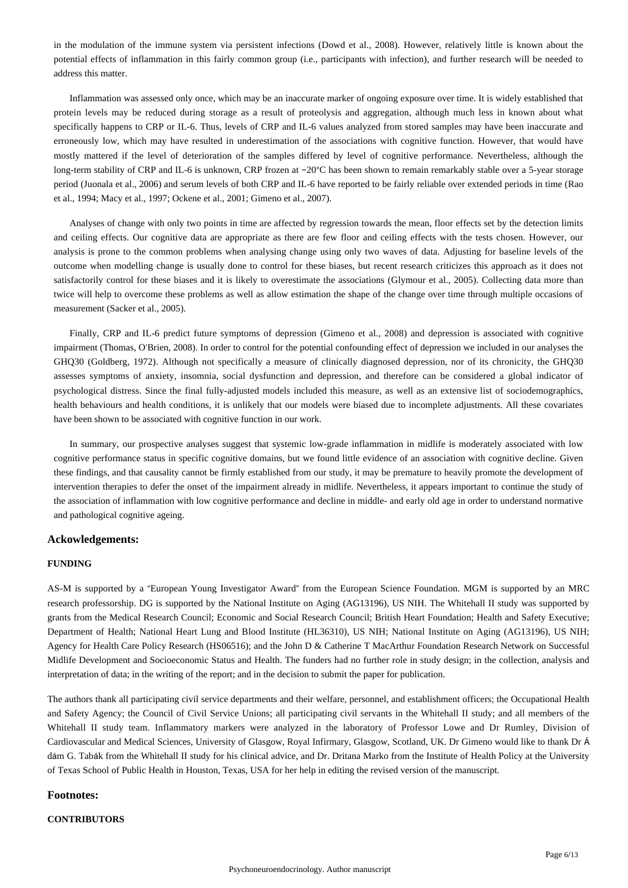in the modulation of the immune system via persistent infections (Dowd et al., 2008). However, relatively little is known about the potential effects of inflammation in this fairly common group (i.e., participants with infection), and further research will be needed to address this matter.

Inflammation was assessed only once, which may be an inaccurate marker of ongoing exposure over time. It is widely established that protein levels may be reduced during storage as a result of proteolysis and aggregation, although much less in known about what specifically happens to CRP or IL-6. Thus, levels of CRP and IL-6 values analyzed from stored samples may have been inaccurate and erroneously low, which may have resulted in underestimation of the associations with cognitive function. However, that would have mostly mattered if the level of deterioration of the samples differed by level of cognitive performance. Nevertheless, although the long-term stability of CRP and IL-6 is unknown, CRP frozen at −20°C has been shown to remain remarkably stable over a 5-year storage period (Juonala et al., 2006) and serum levels of both CRP and IL-6 have reported to be fairly reliable over extended periods in time (Rao et al., 1994; Macy et al., 1997; Ockene et al., 2001; Gimeno et al., 2007).

Analyses of change with only two points in time are affected by regression towards the mean, floor effects set by the detection limits and ceiling effects. Our cognitive data are appropriate as there are few floor and ceiling effects with the tests chosen. However, our analysis is prone to the common problems when analysing change using only two waves of data. Adjusting for baseline levels of the outcome when modelling change is usually done to control for these biases, but recent research criticizes this approach as it does not satisfactorily control for these biases and it is likely to overestimate the associations (Glymour et al., 2005). Collecting data more than twice will help to overcome these problems as well as allow estimation the shape of the change over time through multiple occasions of measurement (Sacker et al., 2005).

Finally, CRP and IL-6 predict future symptoms of depression (Gimeno et al., 2008) and depression is associated with cognitive impairment (Thomas, O'Brien, 2008). In order to control for the potential confounding effect of depression we included in our analyses the GHQ30 (Goldberg, 1972). Although not specifically a measure of clinically diagnosed depression, nor of its chronicity, the GHQ30 assesses symptoms of anxiety, insomnia, social dysfunction and depression, and therefore can be considered a global indicator of psychological distress. Since the final fully-adjusted models included this measure, as well as an extensive list of sociodemographics, health behaviours and health conditions, it is unlikely that our models were biased due to incomplete adjustments. All these covariates have been shown to be associated with cognitive function in our work.

In summary, our prospective analyses suggest that systemic low-grade inflammation in midlife is moderately associated with low cognitive performance status in specific cognitive domains, but we found little evidence of an association with cognitive decline. Given these findings, and that causality cannot be firmly established from our study, it may be premature to heavily promote the development of intervention therapies to defer the onset of the impairment already in midlife. Nevertheless, it appears important to continue the study of the association of inflammation with low cognitive performance and decline in middle- and early old age in order to understand normative and pathological cognitive ageing.

## Ackowledgements:

### FUNDING

AS-M is supported by a "European Young Investigator Award" from the European Science Foundation. MGM is supported by an MRC research professorship. DG is supported by the National Institute on Aging (AG13196), US NIH. The Whitehall II study was supported by grants from the Medical Research Council; Economic and Social Research Council; British Heart Foundation; Health and Safety Executive; Department of Health; National Heart Lung and Blood Institute (HL36310), US NIH; National Institute on Aging (AG13196), US NIH; Agency for Health Care Policy Research (HS06516); and the John D & Catherine T MacArthur Foundation Research Network on Successful Midlife Development and Socioeconomic Status and Health. The funders had no further role in study design; in the collection, analysis and interpretation of data; in the writing of the report; and in the decision to submit the paper for publication.

The authors thank all participating civil service departments and their welfare, personnel, and establishment officers; the Occupational Health and Safety Agency; the Council of Civil Service Unions; all participating civil servants in the Whitehall II study; and all members of the Whitehall II study team. Inflammatory markers were analyzed in the laboratory of Professor Lowe and Dr Rumley, Division of Cardiovascular and Medical Sciences, University of Glasgow, Royal Infirmary, Glasgow, Scotland, UK. Dr Gimeno would like to thank Dr Ádám G. Tabák from the Whitehall II study for his clinical advice, and Dr. Dritana Marko from the Institute of Health Policy at the University of Texas School of Public Health in Houston, Texas, USA for her help in editing the revised version of the manuscript.

## Footnotes:

### CONTRIBUTORS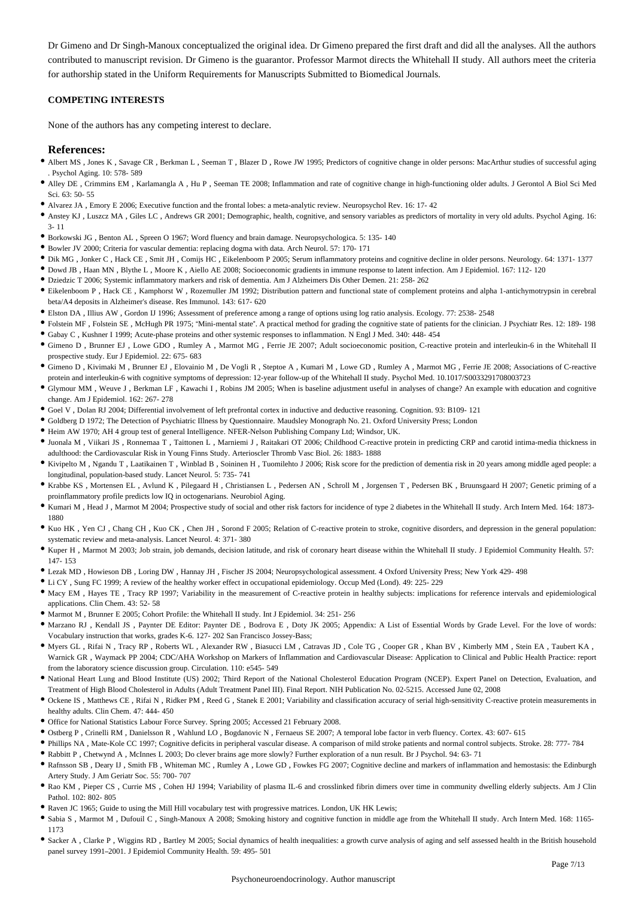Dr Gimeno and Dr Singh-Manoux conceptualized the original idea. Dr Gimeno prepared the first draft and did all the analyses. All the authors contributed to manuscript revision. Dr Gimeno is the guarantor. Professor Marmot directs the Whitehall II study. All authors meet the criteria for authorship stated in the Uniform Requirements for Manuscripts Submitted to Biomedical Journals.

#### COMPETING INTERESTS

None of the authors has any competing interest to declare.

### References:

- Albert MS , Jones K , Savage CR , Berkman L , Seeman T , Blazer D , Rowe JW 1995; Predictors of cognitive change in older persons: MacArthur studies of successful aging . Psychol Aging. 10: 578- 589
- Alley DE , Crimmins EM , Karlamangla A , Hu P , Seeman TE 2008; Inflammation and rate of cognitive change in high-functioning older adults. J Gerontol A Biol Sci Med Sci. 63: 50- 55
- Alvarez JA , Emory E 2006; Executive function and the frontal lobes: a meta-analytic review. Neuropsychol Rev. 16: 17- 42
- Anstey KJ , Luszcz MA , Giles LC , Andrews GR 2001; Demographic, health, cognitive, and sensory variables as predictors of mortality in very old adults. Psychol Aging. 16: 3- 11
- Borkowski JG , Benton AL , Spreen O 1967; Word fluency and brain damage. Neuropsychologica. 5: 135- 140
- Bowler JV 2000; Criteria for vascular dementia: replacing dogma with data. Arch Neurol. 57: 170- 171
- Dik MG , Jonker C , Hack CE , Smit JH , Comijs HC , Eikelenboom P 2005; Serum inflammatory proteins and cognitive decline in older persons. Neurology. 64: 1371- 1377
- Dowd JB , Haan MN , Blythe L , Moore K , Aiello AE 2008; Socioeconomic gradients in immune response to latent infection. Am J Epidemiol. 167: 112- 120
- Dziedzic T 2006; Systemic inflammatory markers and risk of dementia. Am J Alzheimers Dis Other Demen. 21: 258- 262
- Eikelenboom P , Hack CE , Kamphorst W , Rozemuller JM 1992; Distribution pattern and functional state of complement proteins and alpha 1-antichymotrypsin in cerebral beta/A4 deposits in Alzheimer's disease. Res Immunol. 143: 617- 620
- Elston DA , Illius AW , Gordon IJ 1996; Assessment of preference among a range of options using log ratio analysis. Ecology. 77: 2538- 2548
- Folstein MF , Folstein SE , McHugh PR 1975; "Mini-mental state". A practical method for grading the cognitive state of patients for the clinician. J Psychiatr Res. 12: 189- 198
- Gabay C , Kushner I 1999; Acute-phase proteins and other systemic responses to inflammation. N Engl J Med. 340: 448- 454
- Gimeno D , Brunner EJ , Lowe GDO , Rumley A , Marmot MG , Ferrie JE 2007; Adult socioeconomic position, C-reactive protein and interleukin-6 in the Whitehall II prospective study. Eur J Epidemiol. 22: 675- 683
- Gimeno D , Kivimaki M , Brunner EJ , Elovainio M , De Vogli R , Steptoe A , Kumari M , Lowe GD , Rumley A , Marmot MG , Ferrie JE 2008; Associations of C-reactive protein and interleukin-6 with cognitive symptoms of depression: 12-year follow-up of the Whitehall II study. Psychol Med. 10.1017/S0033291708003723
- Glymour MM , Weuve J , Berkman LF , Kawachi I , Robins JM 2005; When is baseline adjustment useful in analyses of change? An example with education and cognitive change. Am J Epidemiol. 162: 267- 278
- Goel V , Dolan RJ 2004; Differential involvement of left prefrontal cortex in inductive and deductive reasoning. Cognition. 93: B109- 121
- Goldberg D 1972; The Detection of Psychiatric Illness by Questionnaire. Maudsley Monograph No. 21. Oxford University Press; London
- Heim AW 1970; AH 4 group test of general Intelligence. NFER-Nelson Publishing Company Ltd; Windsor, UK.
- Juonala M , Viikari JS , Ronnemaa T , Taittonen L , Marniemi J , Raitakari OT 2006; Childhood C-reactive protein in predicting CRP and carotid intima-media thickness in adulthood: the Cardiovascular Risk in Young Finns Study. Arterioscler Thromb Vasc Biol. 26: 1883- 1888
- Kivipelto M , Ngandu T , Laatikainen T , Winblad B , Soininen H , Tuomilehto J 2006; Risk score for the prediction of dementia risk in 20 years among middle aged people: a longitudinal, population-based study. Lancet Neurol. 5: 735- 741
- Krabbe KS , Mortensen EL , Avlund K , Pilegaard H , Christiansen L , Pedersen AN , Schroll M , Jorgensen T , Pedersen BK , Bruunsgaard H 2007; Genetic priming of a proinflammatory profile predicts low IQ in octogenarians. Neurobiol Aging.
- Kumari M , Head J , Marmot M 2004; Prospective study of social and other risk factors for incidence of type 2 diabetes in the Whitehall II study. Arch Intern Med. 164: 1873- 1880
- Kuo HK , Yen CJ , Chang CH , Kuo CK , Chen JH , Sorond F 2005; Relation of C-reactive protein to stroke, cognitive disorders, and depression in the general population: systematic review and meta-analysis. Lancet Neurol. 4: 371- 380
- Kuper H , Marmot M 2003; Job strain, job demands, decision latitude, and risk of coronary heart disease within the Whitehall II study. J Epidemiol Community Health. 57: 147- 153
- Lezak MD , Howieson DB , Loring DW , Hannay JH , Fischer JS 2004; Neuropsychological assessment. 4 Oxford University Press; New York 429- 498
- Li CY , Sung FC 1999; A review of the healthy worker effect in occupational epidemiology. Occup Med (Lond). 49: 225- 229
- Macy EM , Hayes TE , Tracy RP 1997; Variability in the measurement of C-reactive protein in healthy subjects: implications for reference intervals and epidemiological applications. Clin Chem. 43: 52- 58
- Marmot M , Brunner E 2005; Cohort Profile: the Whitehall II study. Int J Epidemiol. 34: 251- 256
- Marzano RJ , Kendall JS , Paynter DE Editor: Paynter DE , Bodrova E , Doty JK 2005; Appendix: A List of Essential Words by Grade Level. For the love of words: Vocabulary instruction that works, grades K-6. 127- 202 San Francisco Jossey-Bass;
- Myers GL , Rifai N , Tracy RP , Roberts WL , Alexander RW , Biasucci LM , Catravas JD , Cole TG , Cooper GR , Khan BV , Kimberly MM , Stein EA , Taubert KA , Warnick GR , Waymack PP 2004; CDC/AHA Workshop on Markers of Inflammation and Cardiovascular Disease: Application to Clinical and Public Health Practice: report from the laboratory science discussion group. Circulation. 110: e545- 549
- National Heart Lung and Blood Institute (US) 2002; Third Report of the National Cholesterol Education Program (NCEP). Expert Panel on Detection, Evaluation, and Treatment of High Blood Cholesterol in Adults (Adult Treatment Panel III). Final Report. NIH Publication No. 02-5215. Accessed June 02, 2008
- Ockene IS , Matthews CE , Rifai N , Ridker PM , Reed G , Stanek E 2001; Variability and classification accuracy of serial high-sensitivity C-reactive protein measurements in healthy adults. Clin Chem. 47: 444- 450
- Office for National Statistics Labour Force Survey. Spring 2005; Accessed 21 February 2008.
- Ostberg P , Crinelli RM , Danielsson R , Wahlund LO , Bogdanovic N , Fernaeus SE 2007; A temporal lobe factor in verb fluency. Cortex. 43: 607- 615
- Phillips NA , Mate-Kole CC 1997; Cognitive deficits in peripheral vascular disease. A comparison of mild stroke patients and normal control subjects. Stroke. 28: 777- 784
- Rabbitt P , Chetwynd A , McInnes L 2003; Do clever brains age more slowly? Further exploration of a nun result. Br J Psychol. 94: 63- 71
- Rafnsson SB , Deary IJ , Smith FB , Whiteman MC , Rumley A , Lowe GD , Fowkes FG 2007; Cognitive decline and markers of inflammation and hemostasis: the Edinburgh Artery Study. J Am Geriatr Soc. 55: 700- 707
- Rao KM , Pieper CS , Currie MS , Cohen HJ 1994; Variability of plasma IL-6 and crosslinked fibrin dimers over time in community dwelling elderly subjects. Am J Clin Pathol. 102: 802- 805
- Raven JC 1965; Guide to using the Mill Hill vocabulary test with progressive matrices. London, UK HK Lewis;
- Sabia S , Marmot M , Dufouil C , Singh-Manoux A 2008; Smoking history and cognitive function in middle age from the Whitehall II study. Arch Intern Med. 168: 1165- 1173
- Sacker A , Clarke P , Wiggins RD , Bartley M 2005; Social dynamics of health inequalities: a growth curve analysis of aging and self assessed health in the British household panel survey 1991–2001. J Epidemiol Community Health. 59: 495- 501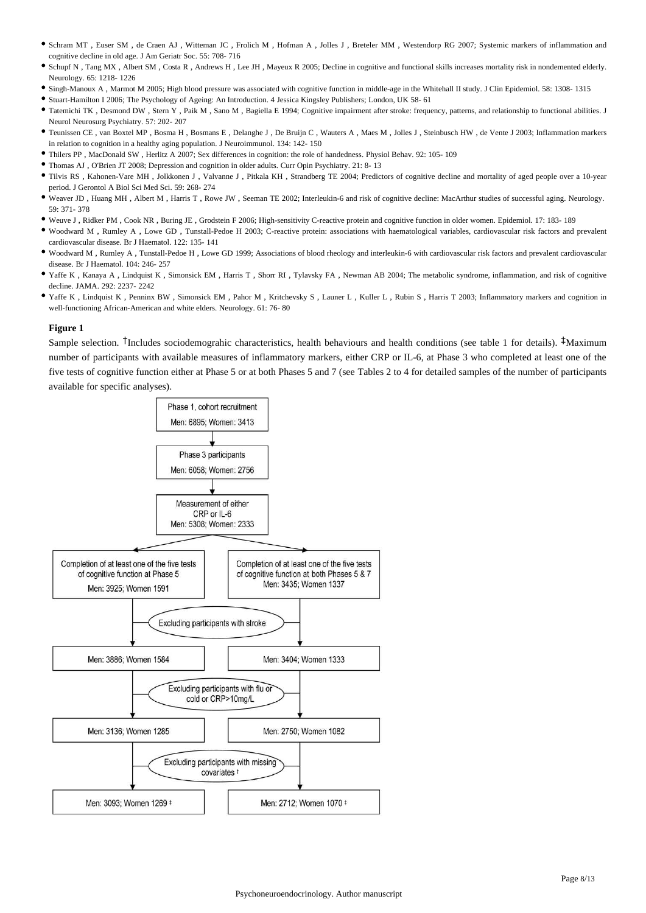- Schram MT , Euser SM , de Craen AJ , Witteman JC , Frolich M , Hofman A , Jolles J , Breteler MM , Westendorp RG 2007; Systemic markers of inflammation and cognitive decline in old age. J Am Geriatr Soc. 55: 708- 716
- Schupf N , Tang MX , Albert SM , Costa R , Andrews H , Lee JH , Mayeux R 2005; Decline in cognitive and functional skills increases mortality risk in nondemented elderly. Neurology. 65: 1218- 1226
- Singh-Manoux A , Marmot M 2005; High blood pressure was associated with cognitive function in middle-age in the Whitehall II study. J Clin Epidemiol. 58: 1308- 1315
- Stuart-Hamilton I 2006; The Psychology of Ageing: An Introduction. 4 Jessica Kingsley Publishers; London, UK 58- 61
- Tatemichi TK , Desmond DW , Stern Y , Paik M , Sano M , Bagiella E 1994; Cognitive impairment after stroke: frequency, patterns, and relationship to functional abilities. J Neurol Neurosurg Psychiatry. 57: 202- 207
- Teunissen CE , van Boxtel MP , Bosma H , Bosmans E , Delanghe J , De Bruijn C , Wauters A , Maes M , Jolles J , Steinbusch HW , de Vente J 2003; Inflammation markers in relation to cognition in a healthy aging population. J Neuroimmunol. 134: 142- 150
- Thilers PP , MacDonald SW , Herlitz A 2007; Sex differences in cognition: the role of handedness. Physiol Behav. 92: 105- 109
- Thomas AJ , O'Brien JT 2008; Depression and cognition in older adults. Curr Opin Psychiatry. 21: 8- 13
- Tilvis RS , Kahonen-Vare MH , Jolkkonen J , Valvanne J , Pitkala KH , Strandberg TE 2004; Predictors of cognitive decline and mortality of aged people over a 10-year period. J Gerontol A Biol Sci Med Sci. 59: 268- 274
- Weaver JD , Huang MH , Albert M , Harris T , Rowe JW , Seeman TE 2002; Interleukin-6 and risk of cognitive decline: MacArthur studies of successful aging. Neurology. 59: 371- 378
- Weuve J , Ridker PM , Cook NR , Buring JE , Grodstein F 2006; High-sensitivity C-reactive protein and cognitive function in older women. Epidemiol. 17: 183- 189
- Woodward M , Rumley A , Lowe GD , Tunstall-Pedoe H 2003; C-reactive protein: associations with haematological variables, cardiovascular risk factors and prevalent cardiovascular disease. Br J Haematol. 122: 135- 141
- Woodward M , Rumley A , Tunstall-Pedoe H , Lowe GD 1999; Associations of blood rheology and interleukin-6 with cardiovascular risk factors and prevalent cardiovascular disease. Br J Haematol. 104: 246- 257
- Yaffe K , Kanaya A , Lindquist K , Simonsick EM , Harris T , Shorr RI , Tylavsky FA , Newman AB 2004; The metabolic syndrome, inflammation, and risk of cognitive decline. JAMA. 292: 2237- 2242
- Yaffe K , Lindquist K , Penninx BW , Simonsick EM , Pahor M , Kritchevsky S , Launer L , Kuller L , Rubin S , Harris T 2003; Inflammatory markers and cognition in well-functioning African-American and white elders. Neurology. 61: 76- 80

**Figure 1**

Sample selection. †Includes sociodemograhic characteristics, health behaviours and health conditions (see table 1 for details). ‡Maximum number of participants with available measures of inflammatory markers, either CRP or IL-6, at Phase 3 who completed at least one of the five tests of cognitive function either at Phase 5 or at both Phases 5 and 7 (see Tables 2 to 4 for detailed samples of the number of participants available for specific analyses).

Phase 1, cohort recruitment
Men: 6895; Women: 3413

Phase 3 participants
Men: 6058; Women: 2756

Measurement of either CRP or IL-6
Men: 5308; Women: 2333

| Completion of at least one of the five tests of cognitive function at Phase 5 | Completion of at least one of the five tests of cognitive function at both Phases 5 & 7 |
| --- | --- |
| Men: 3925; Women 1591 | Men: 3435; Women 1337 |
| *Excluding participants with stroke* | |
| Men: 3886; Women 1584 | Men: 3404; Women 1333 |
| *Excluding participants with flu or cold or CRP>10mg/L* | |
| Men: 3136; Women 1285 | Men: 2750; Women 1082 |
| *Excluding participants with missing covariates †* | |
| Men: 3093; Women 1269 ‡ | Men: 2712; Women 1070 ‡ |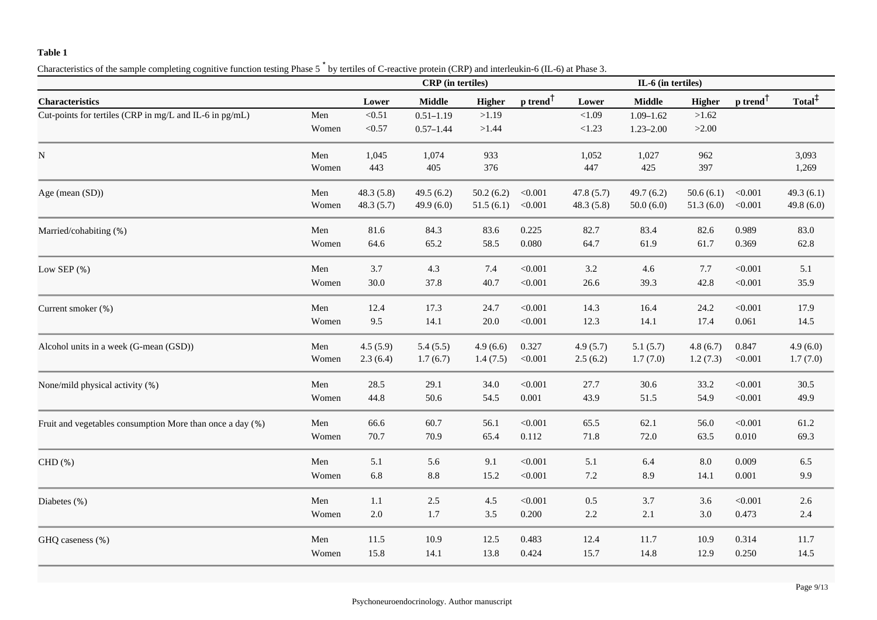**Table 1**

Characteristics of the sample completing cognitive function testing Phase 5 [*] by tertiles of C-reactive protein (CRP) and interleukin-6 (IL-6) at Phase 3.

| | | CRP (in tertiles) | | | | IL-6 (in tertiles) | | | | |
|---|---|---|---|---|---|---|---|---|---|---|
| **Characteristics** | | **Lower** | **Middle** | **Higher** | **p trend[†]** | **Lower** | **Middle** | **Higher** | **p trend[†]** | **Total[‡]** |
| Cut-points for tertiles (CRP in mg/L and IL-6 in pg/mL) | Men | <0.51 | 0.51–1.19 | >1.19 | | <1.09 | 1.09–1.62 | >1.62 | | |
| | Women | <0.57 | 0.57–1.44 | >1.44 | | <1.23 | 1.23–2.00 | >2.00 | | |
| N | Men | 1,045 | 1,074 | 933 | | 1,052 | 1,027 | 962 | | 3,093 |
| | Women | 443 | 405 | 376 | | 447 | 425 | 397 | | 1,269 |
| Age (mean (SD)) | Men | 48.3 (5.8) | 49.5 (6.2) | 50.2 (6.2) | <0.001 | 47.8 (5.7) | 49.7 (6.2) | 50.6 (6.1) | <0.001 | 49.3 (6.1) |
| | Women | 48.3 (5.7) | 49.9 (6.0) | 51.5 (6.1) | <0.001 | 48.3 (5.8) | 50.0 (6.0) | 51.3 (6.0) | <0.001 | 49.8 (6.0) |
| Married/cohabiting (%) | Men | 81.6 | 84.3 | 83.6 | 0.225 | 82.7 | 83.4 | 82.6 | 0.989 | 83.0 |
| | Women | 64.6 | 65.2 | 58.5 | 0.080 | 64.7 | 61.9 | 61.7 | 0.369 | 62.8 |
| Low SEP (%) | Men | 3.7 | 4.3 | 7.4 | <0.001 | 3.2 | 4.6 | 7.7 | <0.001 | 5.1 |
| | Women | 30.0 | 37.8 | 40.7 | <0.001 | 26.6 | 39.3 | 42.8 | <0.001 | 35.9 |
| Current smoker (%) | Men | 12.4 | 17.3 | 24.7 | <0.001 | 14.3 | 16.4 | 24.2 | <0.001 | 17.9 |
| | Women | 9.5 | 14.1 | 20.0 | <0.001 | 12.3 | 14.1 | 17.4 | 0.061 | 14.5 |
| Alcohol units in a week (G-mean (GSD)) | Men | 4.5 (5.9) | 5.4 (5.5) | 4.9 (6.6) | 0.327 | 4.9 (5.7) | 5.1 (5.7) | 4.8 (6.7) | 0.847 | 4.9 (6.0) |
| | Women | 2.3 (6.4) | 1.7 (6.7) | 1.4 (7.5) | <0.001 | 2.5 (6.2) | 1.7 (7.0) | 1.2 (7.3) | <0.001 | 1.7 (7.0) |
| None/mild physical activity (%) | Men | 28.5 | 29.1 | 34.0 | <0.001 | 27.7 | 30.6 | 33.2 | <0.001 | 30.5 |
| | Women | 44.8 | 50.6 | 54.5 | 0.001 | 43.9 | 51.5 | 54.9 | <0.001 | 49.9 |
| Fruit and vegetables consumption More than once a day (%) | Men | 66.6 | 60.7 | 56.1 | <0.001 | 65.5 | 62.1 | 56.0 | <0.001 | 61.2 |
| | Women | 70.7 | 70.9 | 65.4 | 0.112 | 71.8 | 72.0 | 63.5 | 0.010 | 69.3 |
| CHD (%) | Men | 5.1 | 5.6 | 9.1 | <0.001 | 5.1 | 6.4 | 8.0 | 0.009 | 6.5 |
| | Women | 6.8 | 8.8 | 15.2 | <0.001 | 7.2 | 8.9 | 14.1 | 0.001 | 9.9 |
| Diabetes (%) | Men | 1.1 | 2.5 | 4.5 | <0.001 | 0.5 | 3.7 | 3.6 | <0.001 | 2.6 |
| | Women | 2.0 | 1.7 | 3.5 | 0.200 | 2.2 | 2.1 | 3.0 | 0.473 | 2.4 |
| GHQ caseness (%) | Men | 11.5 | 10.9 | 12.5 | 0.483 | 12.4 | 11.7 | 10.9 | 0.314 | 11.7 |
| | Women | 15.8 | 14.1 | 13.8 | 0.424 | 15.7 | 14.8 | 12.9 | 0.250 | 14.5 |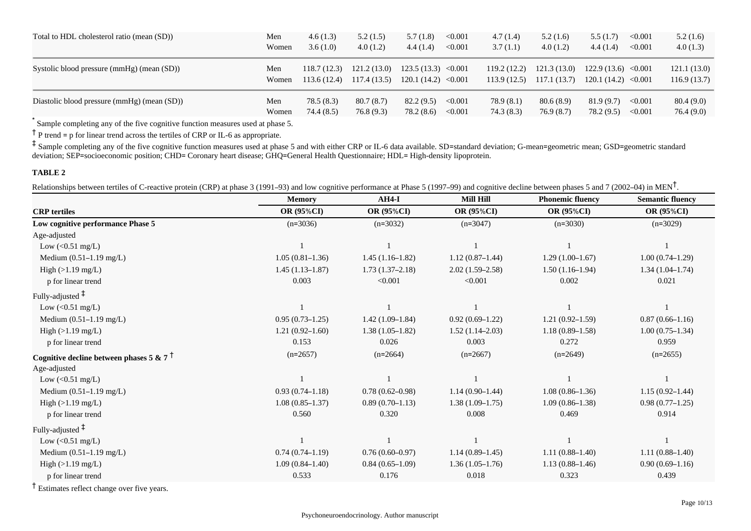| | | | | | | | | | | |
|---|---|---|---|---|---|---|---|---|---|---|
| Total to HDL cholesterol ratio (mean (SD)) | Men | 4.6 (1.3) | 5.2 (1.5) | 5.7 (1.8) | <0.001 | 4.7 (1.4) | 5.2 (1.6) | 5.5 (1.7) | <0.001 | 5.2 (1.6) |
| | Women | 3.6 (1.0) | 4.0 (1.2) | 4.4 (1.4) | <0.001 | 3.7 (1.1) | 4.0 (1.2) | 4.4 (1.4) | <0.001 | 4.0 (1.3) |
| Systolic blood pressure (mmHg) (mean (SD)) | Men | 118.7 (12.3) | 121.2 (13.0) | 123.5 (13.3) | <0.001 | 119.2 (12.2) | 121.3 (13.0) | 122.9 (13.6) | <0.001 | 121.1 (13.0) |
| | Women | 113.6 (12.4) | 117.4 (13.5) | 120.1 (14.2) | <0.001 | 113.9 (12.5) | 117.1 (13.7) | 120.1 (14.2) | <0.001 | 116.9 (13.7) |
| Diastolic blood pressure (mmHg) (mean (SD)) | Men | 78.5 (8.3) | 80.7 (8.7) | 82.2 (9.5) | <0.001 | 78.9 (8.1) | 80.6 (8.9) | 81.9 (9.7) | <0.001 | 80.4 (9.0) |
| | Women | 74.4 (8.5) | 76.8 (9.3) | 78.2 (8.6) | <0.001 | 74.3 (8.3) | 76.9 (8.7) | 78.2 (9.5) | <0.001 | 76.4 (9.0) |

* Sample completing any of the five cognitive function measures used at phase 5.

† P trend = p for linear trend across the tertiles of CRP or IL-6 as appropriate.

‡ Sample completing any of the five cognitive function measures used at phase 5 and with either CRP or IL-6 data available. SD=standard deviation; G-mean=geometric mean; GSD=geometric standard deviation; SEP=socioeconomic position; CHD= Coronary heart disease; GHQ=General Health Questionnaire; HDL= High-density lipoprotein.

**TABLE 2**

Relationships between tertiles of C-reactive protein (CRP) at phase 3 (1991–93) and low cognitive performance at Phase 5 (1997–99) and cognitive decline between phases 5 and 7 (2002–04) in MEN†.

| | Memory | AH4-I | Mill Hill | Phonemic fluency | Semantic fluency |
|---|---|---|---|---|---|
| **CRP tertiles** | **OR (95%CI)** | **OR (95%CI)** | **OR (95%CI)** | **OR (95%CI)** | **OR (95%CI)** |
| **Low cognitive performance Phase 5** | (n=3036) | (n=3032) | (n=3047) | (n=3030) | (n=3029) |
| Age-adjusted | | | | | |
| Low (<0.51 mg/L) | 1 | 1 | 1 | 1 | 1 |
| Medium (0.51–1.19 mg/L) | 1.05 (0.81–1.36) | 1.45 (1.16–1.82) | 1.12 (0.87–1.44) | 1.29 (1.00–1.67) | 1.00 (0.74–1.29) |
| High (>1.19 mg/L) | 1.45 (1.13–1.87) | 1.73 (1.37–2.18) | 2.02 (1.59–2.58) | 1.50 (1.16–1.94) | 1.34 (1.04–1.74) |
| p for linear trend | 0.003 | <0.001 | <0.001 | 0.002 | 0.021 |
| Fully-adjusted ‡ | | | | | |
| Low (<0.51 mg/L) | 1 | 1 | 1 | 1 | 1 |
| Medium (0.51–1.19 mg/L) | 0.95 (0.73–1.25) | 1.42 (1.09–1.84) | 0.92 (0.69–1.22) | 1.21 (0.92–1.59) | 0.87 (0.66–1.16) |
| High (>1.19 mg/L) | 1.21 (0.92–1.60) | 1.38 (1.05–1.82) | 1.52 (1.14–2.03) | 1.18 (0.89–1.58) | 1.00 (0.75–1.34) |
| p for linear trend | 0.153 | 0.026 | 0.003 | 0.272 | 0.959 |
| **Cognitive decline between phases 5 & 7 †** | (n=2657) | (n=2664) | (n=2667) | (n=2649) | (n=2655) |
| Age-adjusted | | | | | |
| Low (<0.51 mg/L) | 1 | 1 | 1 | 1 | 1 |
| Medium (0.51–1.19 mg/L) | 0.93 (0.74–1.18) | 0.78 (0.62–0.98) | 1.14 (0.90–1.44) | 1.08 (0.86–1.36) | 1.15 (0.92–1.44) |
| High (>1.19 mg/L) | 1.08 (0.85–1.37) | 0.89 (0.70–1.13) | 1.38 (1.09–1.75) | 1.09 (0.86–1.38) | 0.98 (0.77–1.25) |
| p for linear trend | 0.560 | 0.320 | 0.008 | 0.469 | 0.914 |
| Fully-adjusted ‡ | | | | | |
| Low (<0.51 mg/L) | 1 | 1 | 1 | 1 | 1 |
| Medium (0.51–1.19 mg/L) | 0.74 (0.74–1.19) | 0.76 (0.60–0.97) | 1.14 (0.89–1.45) | 1.11 (0.88–1.40) | 1.11 (0.88–1.40) |
| High (>1.19 mg/L) | 1.09 (0.84–1.40) | 0.84 (0.65–1.09) | 1.36 (1.05–1.76) | 1.13 (0.88–1.46) | 0.90 (0.69–1.16) |
| p for linear trend | 0.533 | 0.176 | 0.018 | 0.323 | 0.439 |

† Estimates reflect change over five years.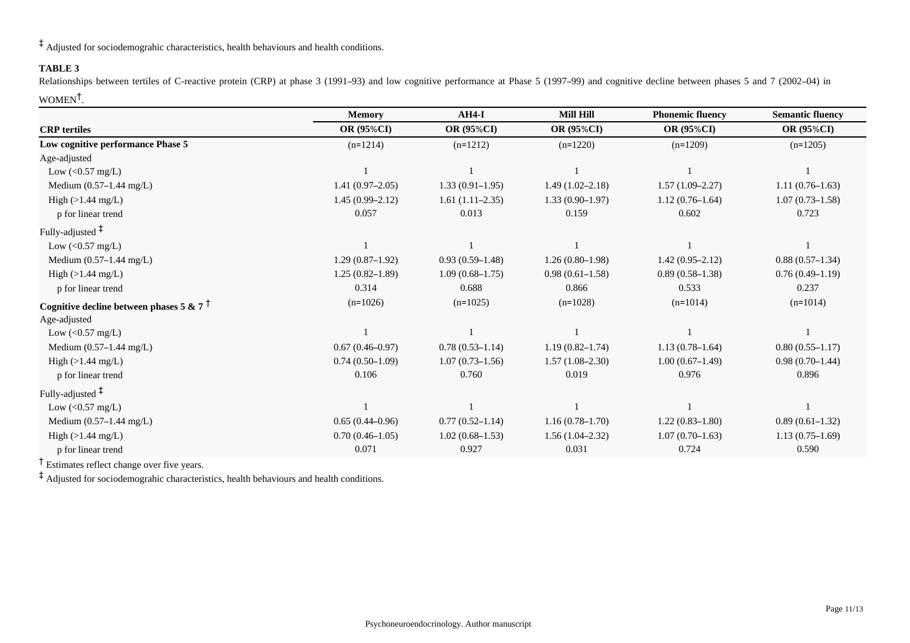‡ Adjusted for sociodemograhic characteristics, health behaviours and health conditions.

**TABLE 3**

Relationships between tertiles of C-reactive protein (CRP) at phase 3 (1991–93) and low cognitive performance at Phase 5 (1997–99) and cognitive decline between phases 5 and 7 (2002–04) in WOMEN†.

| | Memory | AH4-I | Mill Hill | Phonemic fluency | Semantic fluency |
|---|---|---|---|---|---|
| **CRP tertiles** | **OR (95%CI)** | **OR (95%CI)** | **OR (95%CI)** | **OR (95%CI)** | **OR (95%CI)** |
| **Low cognitive performance Phase 5** | (n=1214) | (n=1212) | (n=1220) | (n=1209) | (n=1205) |
| Age-adjusted | | | | | |
| Low (<0.57 mg/L) | 1 | 1 | 1 | 1 | 1 |
| Medium (0.57–1.44 mg/L) | 1.41 (0.97–2.05) | 1.33 (0.91–1.95) | 1.49 (1.02–2.18) | 1.57 (1.09–2.27) | 1.11 (0.76–1.63) |
| High (>1.44 mg/L) | 1.45 (0.99–2.12) | 1.61 (1.11–2.35) | 1.33 (0.90–1.97) | 1.12 (0.76–1.64) | 1.07 (0.73–1.58) |
| p for linear trend | 0.057 | 0.013 | 0.159 | 0.602 | 0.723 |
| Fully-adjusted ‡ | | | | | |
| Low (<0.57 mg/L) | 1 | 1 | 1 | 1 | 1 |
| Medium (0.57–1.44 mg/L) | 1.29 (0.87–1.92) | 0.93 (0.59–1.48) | 1.26 (0.80–1.98) | 1.42 (0.95–2.12) | 0.88 (0.57–1.34) |
| High (>1.44 mg/L) | 1.25 (0.82–1.89) | 1.09 (0.68–1.75) | 0.98 (0.61–1.58) | 0.89 (0.58–1.38) | 0.76 (0.49–1.19) |
| p for linear trend | 0.314 | 0.688 | 0.866 | 0.533 | 0.237 |
| **Cognitive decline between phases 5 & 7** † | (n=1026) | (n=1025) | (n=1028) | (n=1014) | (n=1014) |
| Age-adjusted | | | | | |
| Low (<0.57 mg/L) | 1 | 1 | 1 | 1 | 1 |
| Medium (0.57–1.44 mg/L) | 0.67 (0.46–0.97) | 0.78 (0.53–1.14) | 1.19 (0.82–1.74) | 1.13 (0.78–1.64) | 0.80 (0.55–1.17) |
| High (>1.44 mg/L) | 0.74 (0.50–1.09) | 1.07 (0.73–1.56) | 1.57 (1.08–2.30) | 1.00 (0.67–1.49) | 0.98 (0.70–1.44) |
| p for linear trend | 0.106 | 0.760 | 0.019 | 0.976 | 0.896 |
| Fully-adjusted ‡ | | | | | |
| Low (<0.57 mg/L) | 1 | 1 | 1 | 1 | 1 |
| Medium (0.57–1.44 mg/L) | 0.65 (0.44–0.96) | 0.77 (0.52–1.14) | 1.16 (0.78–1.70) | 1.22 (0.83–1.80) | 0.89 (0.61–1.32) |
| High (>1.44 mg/L) | 0.70 (0.46–1.05) | 1.02 (0.68–1.53) | 1.56 (1.04–2.32) | 1.07 (0.70–1.63) | 1.13 (0.75–1.69) |
| p for linear trend | 0.071 | 0.927 | 0.031 | 0.724 | 0.590 |

† Estimates reflect change over five years.

‡ Adjusted for sociodemograhic characteristics, health behaviours and health conditions.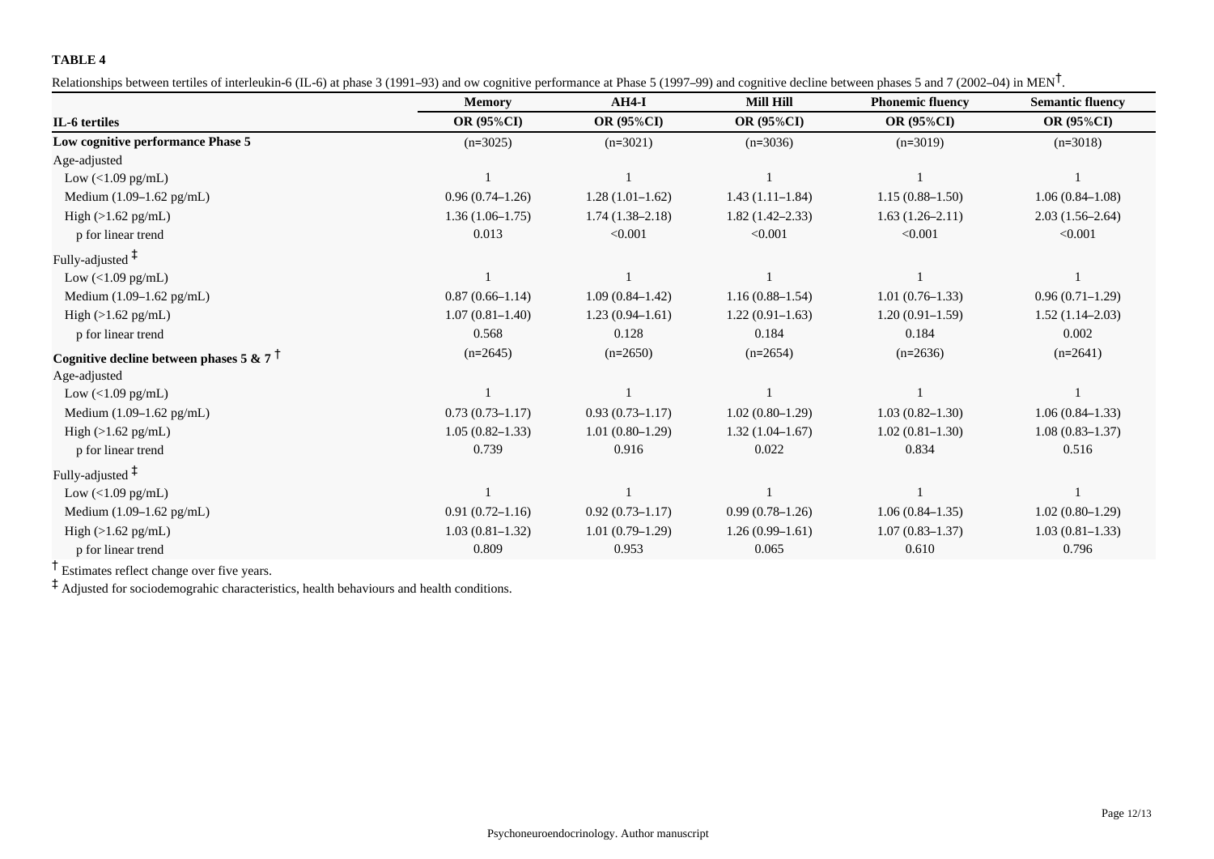**TABLE 4**

Relationships between tertiles of interleukin-6 (IL-6) at phase 3 (1991–93) and ow cognitive performance at Phase 5 (1997–99) and cognitive decline between phases 5 and 7 (2002–04) in MEN†.

| | Memory | AH4-I | Mill Hill | Phonemic fluency | Semantic fluency |
|---|---|---|---|---|---|
| **IL-6 tertiles** | **OR (95%CI)** | **OR (95%CI)** | **OR (95%CI)** | **OR (95%CI)** | **OR (95%CI)** |
| **Low cognitive performance Phase 5** | (n=3025) | (n=3021) | (n=3036) | (n=3019) | (n=3018) |
| Age-adjusted | | | | | |
| Low (<1.09 pg/mL) | 1 | 1 | 1 | 1 | 1 |
| Medium (1.09–1.62 pg/mL) | 0.96 (0.74–1.26) | 1.28 (1.01–1.62) | 1.43 (1.11–1.84) | 1.15 (0.88–1.50) | 1.06 (0.84–1.08) |
| High (>1.62 pg/mL) | 1.36 (1.06–1.75) | 1.74 (1.38–2.18) | 1.82 (1.42–2.33) | 1.63 (1.26–2.11) | 2.03 (1.56–2.64) |
| p for linear trend | 0.013 | <0.001 | <0.001 | <0.001 | <0.001 |
| Fully-adjusted ‡ | | | | | |
| Low (<1.09 pg/mL) | 1 | 1 | 1 | 1 | 1 |
| Medium (1.09–1.62 pg/mL) | 0.87 (0.66–1.14) | 1.09 (0.84–1.42) | 1.16 (0.88–1.54) | 1.01 (0.76–1.33) | 0.96 (0.71–1.29) |
| High (>1.62 pg/mL) | 1.07 (0.81–1.40) | 1.23 (0.94–1.61) | 1.22 (0.91–1.63) | 1.20 (0.91–1.59) | 1.52 (1.14–2.03) |
| p for linear trend | 0.568 | 0.128 | 0.184 | 0.184 | 0.002 |
| **Cognitive decline between phases 5 & 7** † | (n=2645) | (n=2650) | (n=2654) | (n=2636) | (n=2641) |
| Age-adjusted | | | | | |
| Low (<1.09 pg/mL) | 1 | 1 | 1 | 1 | 1 |
| Medium (1.09–1.62 pg/mL) | 0.73 (0.73–1.17) | 0.93 (0.73–1.17) | 1.02 (0.80–1.29) | 1.03 (0.82–1.30) | 1.06 (0.84–1.33) |
| High (>1.62 pg/mL) | 1.05 (0.82–1.33) | 1.01 (0.80–1.29) | 1.32 (1.04–1.67) | 1.02 (0.81–1.30) | 1.08 (0.83–1.37) |
| p for linear trend | 0.739 | 0.916 | 0.022 | 0.834 | 0.516 |
| Fully-adjusted ‡ | | | | | |
| Low (<1.09 pg/mL) | 1 | 1 | 1 | 1 | 1 |
| Medium (1.09–1.62 pg/mL) | 0.91 (0.72–1.16) | 0.92 (0.73–1.17) | 0.99 (0.78–1.26) | 1.06 (0.84–1.35) | 1.02 (0.80–1.29) |
| High (>1.62 pg/mL) | 1.03 (0.81–1.32) | 1.01 (0.79–1.29) | 1.26 (0.99–1.61) | 1.07 (0.83–1.37) | 1.03 (0.81–1.33) |
| p for linear trend | 0.809 | 0.953 | 0.065 | 0.610 | 0.796 |

† Estimates reflect change over five years.

‡ Adjusted for sociodemograhic characteristics, health behaviours and health conditions.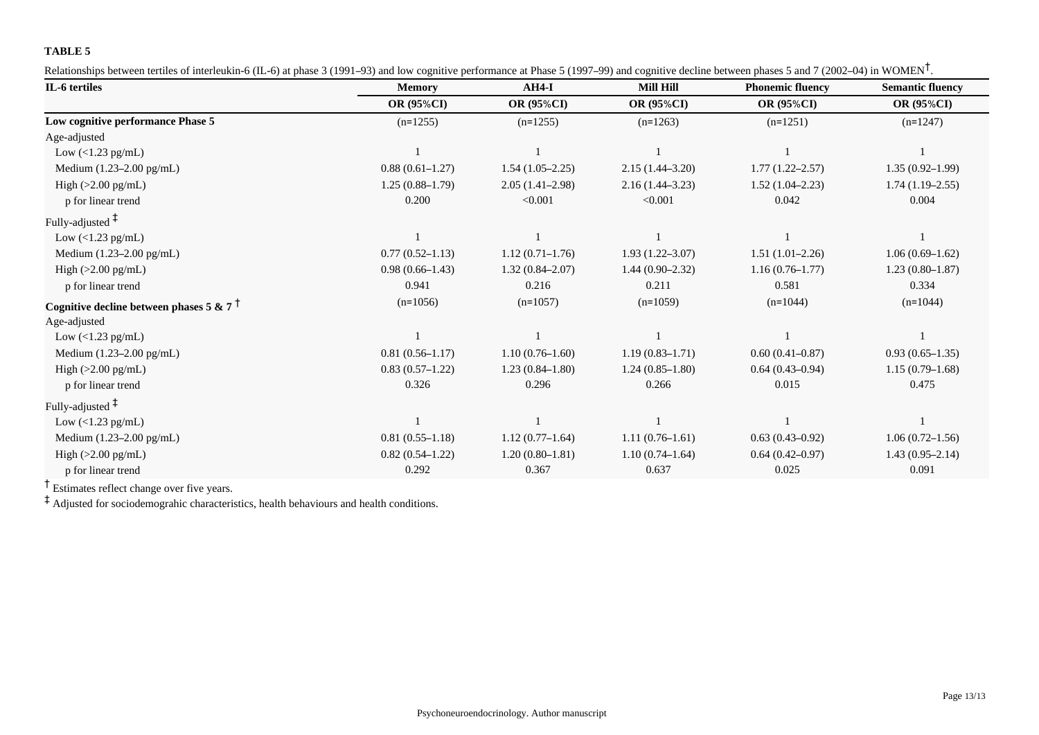**TABLE 5**

Relationships between tertiles of interleukin-6 (IL-6) at phase 3 (1991–93) and low cognitive performance at Phase 5 (1997–99) and cognitive decline between phases 5 and 7 (2002–04) in WOMEN[†].

| IL-6 tertiles | Memory | AH4-I | Mill Hill | Phonemic fluency | Semantic fluency |
|---|---|---|---|---|---|
| | OR (95%CI) | OR (95%CI) | OR (95%CI) | OR (95%CI) | OR (95%CI) |
| **Low cognitive performance Phase 5** | (n=1255) | (n=1255) | (n=1263) | (n=1251) | (n=1247) |
| Age-adjusted | | | | | |
| Low (<1.23 pg/mL) | 1 | 1 | 1 | 1 | 1 |
| Medium (1.23–2.00 pg/mL) | 0.88 (0.61–1.27) | 1.54 (1.05–2.25) | 2.15 (1.44–3.20) | 1.77 (1.22–2.57) | 1.35 (0.92–1.99) |
| High (>2.00 pg/mL) | 1.25 (0.88–1.79) | 2.05 (1.41–2.98) | 2.16 (1.44–3.23) | 1.52 (1.04–2.23) | 1.74 (1.19–2.55) |
| p for linear trend | 0.200 | <0.001 | <0.001 | 0.042 | 0.004 |
| Fully-adjusted [‡] | | | | | |
| Low (<1.23 pg/mL) | 1 | 1 | 1 | 1 | 1 |
| Medium (1.23–2.00 pg/mL) | 0.77 (0.52–1.13) | 1.12 (0.71–1.76) | 1.93 (1.22–3.07) | 1.51 (1.01–2.26) | 1.06 (0.69–1.62) |
| High (>2.00 pg/mL) | 0.98 (0.66–1.43) | 1.32 (0.84–2.07) | 1.44 (0.90–2.32) | 1.16 (0.76–1.77) | 1.23 (0.80–1.87) |
| p for linear trend | 0.941 | 0.216 | 0.211 | 0.581 | 0.334 |
| **Cognitive decline between phases 5 & 7** [†] | (n=1056) | (n=1057) | (n=1059) | (n=1044) | (n=1044) |
| Age-adjusted | | | | | |
| Low (<1.23 pg/mL) | 1 | 1 | 1 | 1 | 1 |
| Medium (1.23–2.00 pg/mL) | 0.81 (0.56–1.17) | 1.10 (0.76–1.60) | 1.19 (0.83–1.71) | 0.60 (0.41–0.87) | 0.93 (0.65–1.35) |
| High (>2.00 pg/mL) | 0.83 (0.57–1.22) | 1.23 (0.84–1.80) | 1.24 (0.85–1.80) | 0.64 (0.43–0.94) | 1.15 (0.79–1.68) |
| p for linear trend | 0.326 | 0.296 | 0.266 | 0.015 | 0.475 |
| Fully-adjusted [‡] | | | | | |
| Low (<1.23 pg/mL) | 1 | 1 | 1 | 1 | 1 |
| Medium (1.23–2.00 pg/mL) | 0.81 (0.55–1.18) | 1.12 (0.77–1.64) | 1.11 (0.76–1.61) | 0.63 (0.43–0.92) | 1.06 (0.72–1.56) |
| High (>2.00 pg/mL) | 0.82 (0.54–1.22) | 1.20 (0.80–1.81) | 1.10 (0.74–1.64) | 0.64 (0.42–0.97) | 1.43 (0.95–2.14) |
| p for linear trend | 0.292 | 0.367 | 0.637 | 0.025 | 0.091 |

[†] Estimates reflect change over five years.

[‡] Adjusted for sociodemograhic characteristics, health behaviours and health conditions.